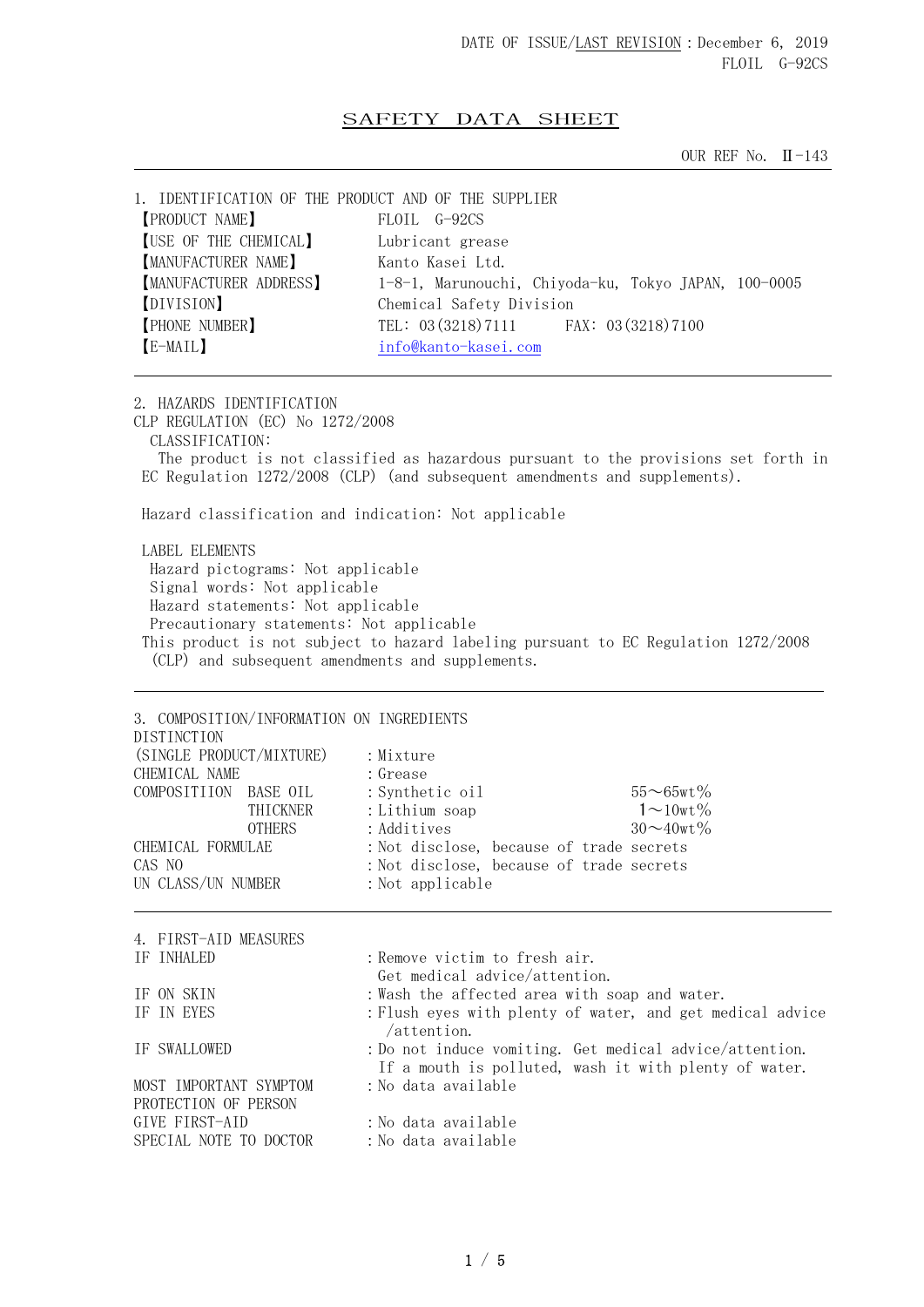DATE OF ISSUE/LAST REVISION：December 6, 2019
FLOIL G-92CS

# SAFETY DATA SHEET

OUR REF No. Ⅱ-143

## 1. IDENTIFICATION OF THE PRODUCT AND OF THE SUPPLIER

| | |
|---|---|
| 【PRODUCT NAME】 | FLOIL G-92CS |
| 【USE OF THE CHEMICAL】 | Lubricant grease |
| 【MANUFACTURER NAME】 | Kanto Kasei Ltd. |
| 【MANUFACTURER ADDRESS】 | 1-8-1, Marunouchi, Chiyoda-ku, Tokyo JAPAN, 100-0005 |
| 【DIVISION】 | Chemical Safety Division |
| 【PHONE NUMBER】 | TEL：03(3218)7111 FAX：03(3218)7100 |
| 【E-MAIL】 | info@kanto-kasei.com |

## 2. HAZARDS IDENTIFICATION

CLP REGULATION (EC) No 1272/2008

CLASSIFICATION:

The product is not classified as hazardous pursuant to the provisions set forth in EC Regulation 1272/2008 (CLP) (and subsequent amendments and supplements).

Hazard classification and indication: Not applicable

LABEL ELEMENTS

Hazard pictograms: Not applicable
Signal words: Not applicable
Hazard statements: Not applicable
Precautionary statements: Not applicable

This product is not subject to hazard labeling pursuant to EC Regulation 1272/2008 (CLP) and subsequent amendments and supplements.

## 3. COMPOSITION/INFORMATION ON INGREDIENTS

| | | | |
|---|---|---|---|
| DISTINCTION (SINGLE PRODUCT/MIXTURE) | | ：Mixture | |
| CHEMICAL NAME | | ：Grease | |
| COMPOSITIION | BASE OIL | ：Synthetic oil | 55～65wt％ |
| | THICKNER | ：Lithium soap | 1～10wt％ |
| | OTHERS | ：Additives | 30～40wt％ |
| CHEMICAL FORMULAE | | ：Not disclose, because of trade secrets | |
| CAS NO | | ：Not disclose, because of trade secrets | |
| UN CLASS/UN NUMBER | | ：Not applicable | |

## 4. FIRST-AID MEASURES

| | |
|---|---|
| IF INHALED | ：Remove victim to fresh air. Get medical advice/attention. |
| IF ON SKIN | ：Wash the affected area with soap and water. |
| IF IN EYES | ：Flush eyes with plenty of water, and get medical advice /attention. |
| IF SWALLOWED | ：Do not induce vomiting. Get medical advice/attention. If a mouth is polluted, wash it with plenty of water. |
| MOST IMPORTANT SYMPTOM | ：No data available |
| PROTECTION OF PERSON GIVE FIRST-AID | ：No data available |
| SPECIAL NOTE TO DOCTOR | ：No data available |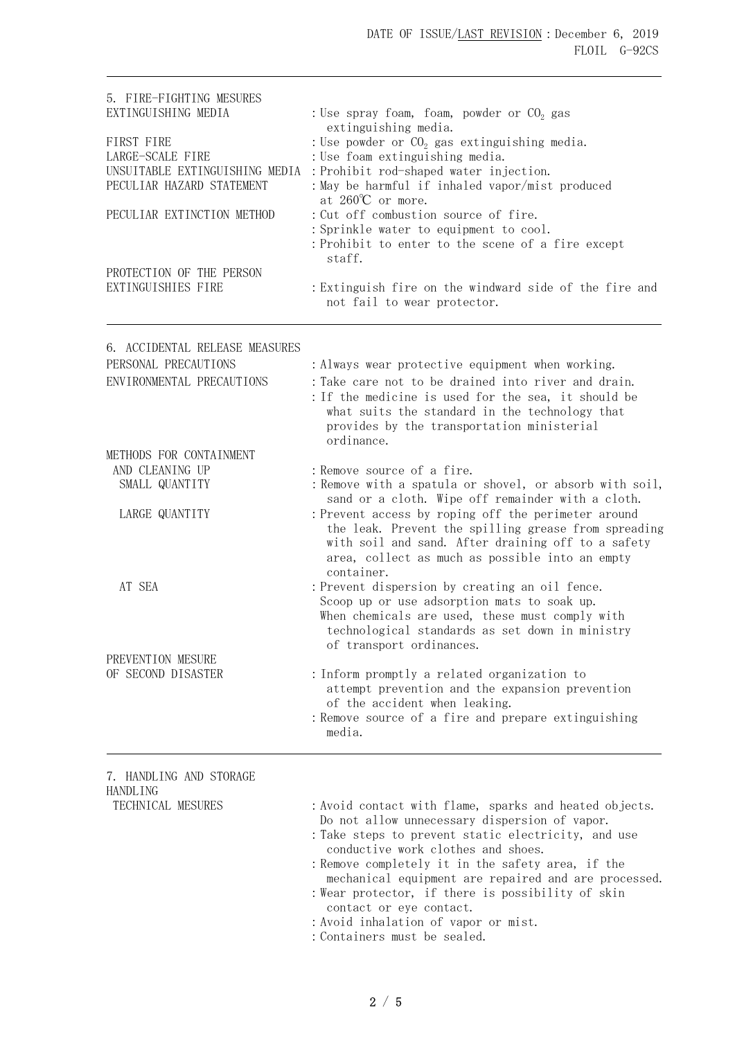## 5. FIRE-FIGHTING MESURES

| | |
|---|---|
| EXTINGUISHING MEDIA | : Use spray foam, foam, powder or $CO_2$ gas extinguishing media. |
| FIRST FIRE | : Use powder or $CO_2$ gas extinguishing media. |
| LARGE-SCALE FIRE | : Use foam extinguishing media. |
| UNSUITABLE EXTINGUISHING MEDIA | : Prohibit rod-shaped water injection. |
| PECULIAR HAZARD STATEMENT | : May be harmful if inhaled vapor/mist produced at 260℃ or more. |
| PECULIAR EXTINCTION METHOD | : Cut off combustion source of fire.<br>: Sprinkle water to equipment to cool.<br>: Prohibit to enter to the scene of a fire except staff. |
| PROTECTION OF THE PERSON EXTINGUISHIES FIRE | : Extinguish fire on the windward side of the fire and not fail to wear protector. |

## 6. ACCIDENTAL RELEASE MEASURES

| | |
|---|---|
| PERSONAL PRECAUTIONS | : Always wear protective equipment when working. |
| ENVIRONMENTAL PRECAUTIONS | : Take care not to be drained into river and drain.<br>: If the medicine is used for the sea, it should be what suits the standard in the technology that provides by the transportation ministerial ordinance. |
| METHODS FOR CONTAINMENT AND CLEANING UP | : Remove source of a fire. |
| SMALL QUANTITY | : Remove with a spatula or shovel, or absorb with soil, sand or a cloth. Wipe off remainder with a cloth. |
| LARGE QUANTITY | : Prevent access by roping off the perimeter around the leak. Prevent the spilling grease from spreading with soil and sand. After draining off to a safety area, collect as much as possible into an empty container. |
| AT SEA | : Prevent dispersion by creating an oil fence.<br>Scoop up or use adsorption mats to soak up.<br>When chemicals are used, these must comply with technological standards as set down in ministry of transport ordinances. |
| PREVENTION MESURE OF SECOND DISASTER | : Inform promptly a related organization to attempt prevention and the expansion prevention of the accident when leaking.<br>: Remove source of a fire and prepare extinguishing media. |

## 7. HANDLING AND STORAGE

HANDLING

| | |
|---|---|
| TECHNICAL MESURES | : Avoid contact with flame, sparks and heated objects.<br>Do not allow unnecessary dispersion of vapor.<br>: Take steps to prevent static electricity, and use conductive work clothes and shoes.<br>: Remove completely it in the safety area, if the mechanical equipment are repaired and are processed.<br>: Wear protector, if there is possibility of skin contact or eye contact.<br>: Avoid inhalation of vapor or mist.<br>: Containers must be sealed. |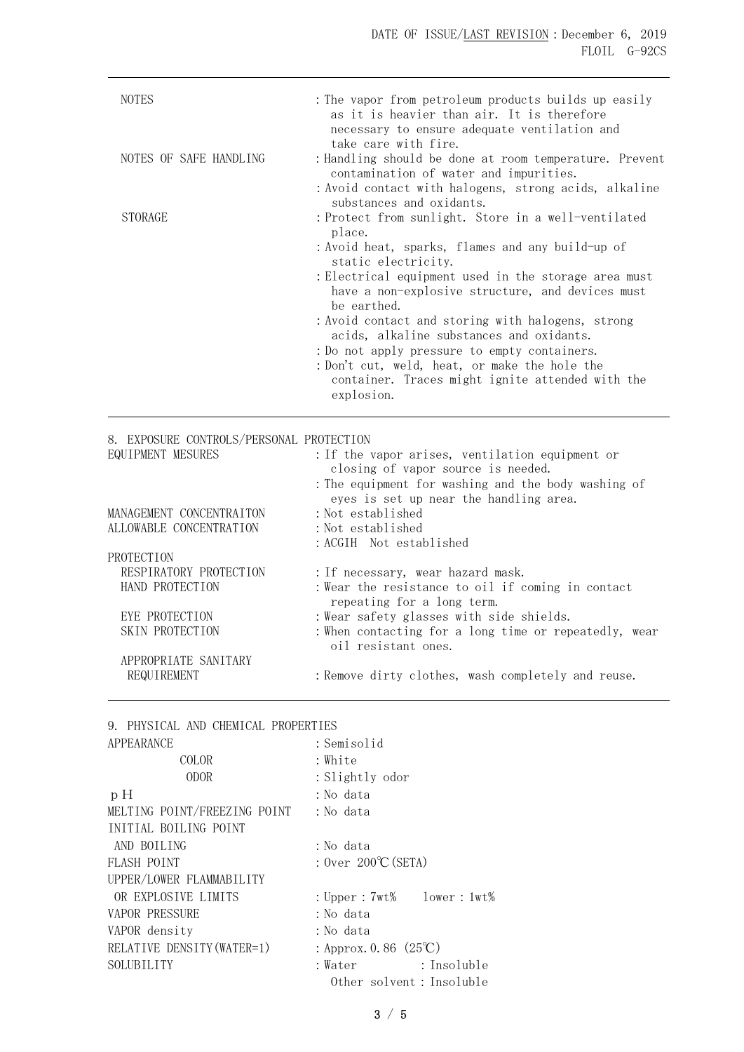| | |
|---|---|
| NOTES | : The vapor from petroleum products builds up easily as it is heavier than air. It is therefore necessary to ensure adequate ventilation and take care with fire. |
| NOTES OF SAFE HANDLING | : Handling should be done at room temperature. Prevent contamination of water and impurities. |
| | : Avoid contact with halogens, strong acids, alkaline substances and oxidants. |
| STORAGE | : Protect from sunlight. Store in a well-ventilated place. |
| | : Avoid heat, sparks, flames and any build-up of static electricity. |
| | : Electrical equipment used in the storage area must have a non-explosive structure, and devices must be earthed. |
| | : Avoid contact and storing with halogens, strong acids, alkaline substances and oxidants. |
| | : Do not apply pressure to empty containers. |
| | : Don't cut, weld, heat, or make the hole the container. Traces might ignite attended with the explosion. |

## 8. EXPOSURE CONTROLS/PERSONAL PROTECTION

| | |
|---|---|
| EQUIPMENT MESURES | : If the vapor arises, ventilation equipment or closing of vapor source is needed. |
| | : The equipment for washing and the body washing of eyes is set up near the handling area. |
| MANAGEMENT CONCENTRAITON | : Not established |
| ALLOWABLE CONCENTRATION | : Not established |
| | : ACGIH Not established |
| PROTECTION | |
| RESPIRATORY PROTECTION | : If necessary, wear hazard mask. |
| HAND PROTECTION | : Wear the resistance to oil if coming in contact repeating for a long term. |
| EYE PROTECTION | : Wear safety glasses with side shields. |
| SKIN PROTECTION | : When contacting for a long time or repeatedly, wear oil resistant ones. |
| APPROPRIATE SANITARY REQUIREMENT | : Remove dirty clothes, wash completely and reuse. |

## 9. PHYSICAL AND CHEMICAL PROPERTIES

| | |
|---|---|
| APPEARANCE | : Semisolid |
| COLOR | : White |
| ODOR | : Slightly odor |
| pH | : No data |
| MELTING POINT/FREEZING POINT | : No data |
| INITIAL BOILING POINT AND BOILING | : No data |
| FLASH POINT | : Over 200℃ (SETA) |
| UPPER/LOWER FLAMMABILITY OR EXPLOSIVE LIMITS | : Upper : 7wt% lower : 1wt% |
| VAPOR PRESSURE | : No data |
| VAPOR density | : No data |
| RELATIVE DENSITY (WATER=1) | : Approx. 0.86 (25℃) |
| SOLUBILITY | : Water : Insoluble<br>Other solvent : Insoluble |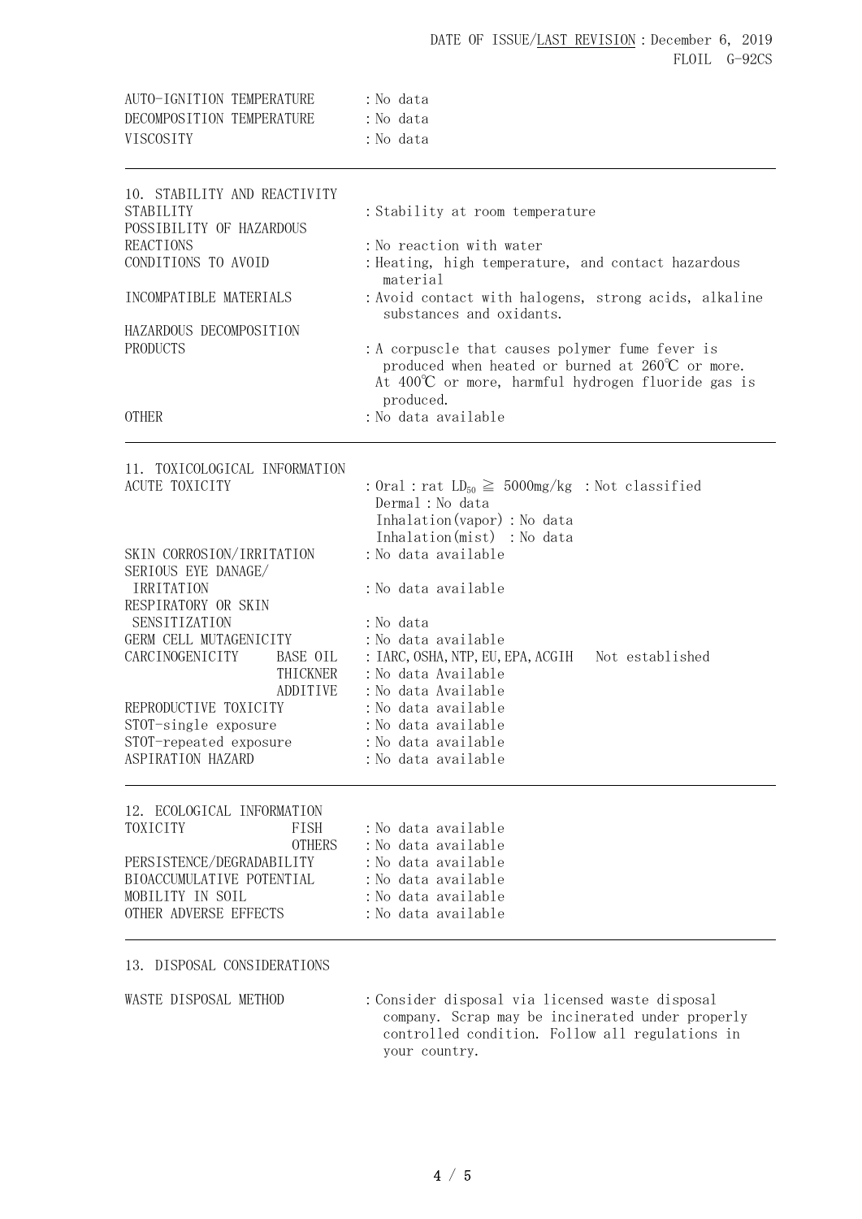| | |
|---|---|
| AUTO-IGNITION TEMPERATURE | : No data |
| DECOMPOSITION TEMPERATURE | : No data |
| VISCOSITY | : No data |

## 10. STABILITY AND REACTIVITY

| | |
|---|---|
| STABILITY | : Stability at room temperature |
| POSSIBILITY OF HAZARDOUS REACTIONS | : No reaction with water |
| CONDITIONS TO AVOID | : Heating, high temperature, and contact hazardous material |
| INCOMPATIBLE MATERIALS | : Avoid contact with halogens, strong acids, alkaline substances and oxidants. |
| HAZARDOUS DECOMPOSITION PRODUCTS | : A corpuscle that causes polymer fume fever is produced when heated or burned at 260℃ or more. At 400℃ or more, harmful hydrogen fluoride gas is produced. |
| OTHER | : No data available |

## 11. TOXICOLOGICAL INFORMATION

| | | |
|---|---|---|
| ACUTE TOXICITY | | : Oral : rat $LD_{50} \geqq$ 5000mg/kg : Not classified<br>Dermal : No data<br>Inhalation(vapor) : No data<br>Inhalation(mist) : No data |
| SKIN CORROSION/IRRITATION | | : No data available |
| SERIOUS EYE DANAGE/ IRRITATION | | : No data available |
| RESPIRATORY OR SKIN SENSITIZATION | | : No data |
| GERM CELL MUTAGENICITY | | : No data available |
| CARCINOGENICITY | BASE OIL | : IARC, OSHA, NTP, EU, EPA, ACGIH Not established |
| | THICKNER | : No data Available |
| | ADDITIVE | : No data Available |
| REPRODUCTIVE TOXICITY | | : No data available |
| STOT-single exposure | | : No data available |
| STOT-repeated exposure | | : No data available |
| ASPIRATION HAZARD | | : No data available |

## 12. ECOLOGICAL INFORMATION

| | | |
|---|---|---|
| TOXICITY | FISH | : No data available |
| | OTHERS | : No data available |
| PERSISTENCE/DEGRADABILITY | | : No data available |
| BIOACCUMULATIVE POTENTIAL | | : No data available |
| MOBILITY IN SOIL | | : No data available |
| OTHER ADVERSE EFFECTS | | : No data available |

## 13. DISPOSAL CONSIDERATIONS

| | |
|---|---|
| WASTE DISPOSAL METHOD | : Consider disposal via licensed waste disposal company. Scrap may be incinerated under properly controlled condition. Follow all regulations in your country. |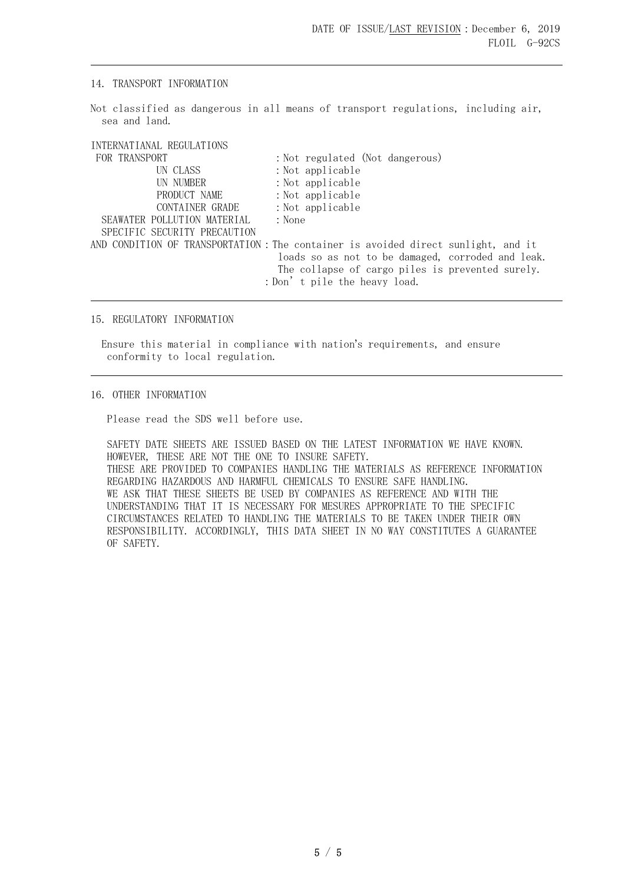## 14. TRANSPORT INFORMATION

Not classified as dangerous in all means of transport regulations, including air, sea and land.

| | |
|---|---|
| INTERNATIANAL REGULATIONS FOR TRANSPORT | : Not regulated (Not dangerous) |
| UN CLASS | : Not applicable |
| UN NUMBER | : Not applicable |
| PRODUCT NAME | : Not applicable |
| CONTAINER GRADE | : Not applicable |
| SEAWATER POLLUTION MATERIAL | : None |
| SPECIFIC SECURITY PRECAUTION AND CONDITION OF TRANSPORTATION | : The container is avoided direct sunlight, and it loads so as not to be damaged, corroded and leak. The collapse of cargo piles is prevented surely. |
| | : Don't pile the heavy load. |

## 15. REGULATORY INFORMATION

Ensure this material in compliance with nation's requirements, and ensure conformity to local regulation.

## 16. OTHER INFORMATION

Please read the SDS well before use.

SAFETY DATE SHEETS ARE ISSUED BASED ON THE LATEST INFORMATION WE HAVE KNOWN. HOWEVER, THESE ARE NOT THE ONE TO INSURE SAFETY.
THESE ARE PROVIDED TO COMPANIES HANDLING THE MATERIALS AS REFERENCE INFORMATION REGARDING HAZARDOUS AND HARMFUL CHEMICALS TO ENSURE SAFE HANDLING.
WE ASK THAT THESE SHEETS BE USED BY COMPANIES AS REFERENCE AND WITH THE UNDERSTANDING THAT IT IS NECESSARY FOR MESURES APPROPRIATE TO THE SPECIFIC CIRCUMSTANCES RELATED TO HANDLING THE MATERIALS TO BE TAKEN UNDER THEIR OWN RESPONSIBILITY. ACCORDINGLY, THIS DATA SHEET IN NO WAY CONSTITUTES A GUARANTEE OF SAFETY.